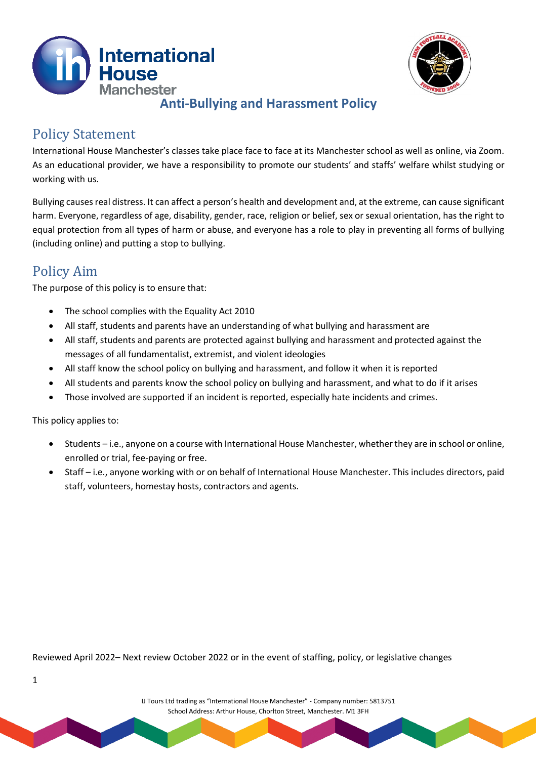# Anti-Bullying and Harassment Policy

## Policy Statement

International House Manchester's classes take place face to face at its Manchester school as well as online, via Zoom. As an educational provider, we have a responsibility to promote our students' and staffs' welfare whilst studying or working with us.

Bullying causes real distress. It can affect a person's health and development and, at the extreme, can cause significant harm. Everyone, regardless of age, disability, gender, race, religion or belief, sex or sexual orientation, has the right to equal protection from all types of harm or abuse, and everyone has a role to play in preventing all forms of bullying (including online) and putting a stop to bullying.

## Policy Aim

The purpose of this policy is to ensure that:

- The school complies with the Equality Act 2010
- All staff, students and parents have an understanding of what bullying and harassment are
- All staff, students and parents are protected against bullying and harassment and protected against the messages of all fundamentalist, extremist, and violent ideologies
- All staff know the school policy on bullying and harassment, and follow it when it is reported
- All students and parents know the school policy on bullying and harassment, and what to do if it arises
- Those involved are supported if an incident is reported, especially hate incidents and crimes.

This policy applies to:

- Students – i.e., anyone on a course with International House Manchester, whether they are in school or online, enrolled or trial, fee-paying or free.
- Staff – i.e., anyone working with or on behalf of International House Manchester. This includes directors, paid staff, volunteers, homestay hosts, contractors and agents.

Reviewed April 2022– Next review October 2022 or in the event of staffing, policy, or legislative changes

IJ Tours Ltd trading as "International House Manchester" - Company number: 5813751
School Address: Arthur House, Chorlton Street, Manchester. M1 3FH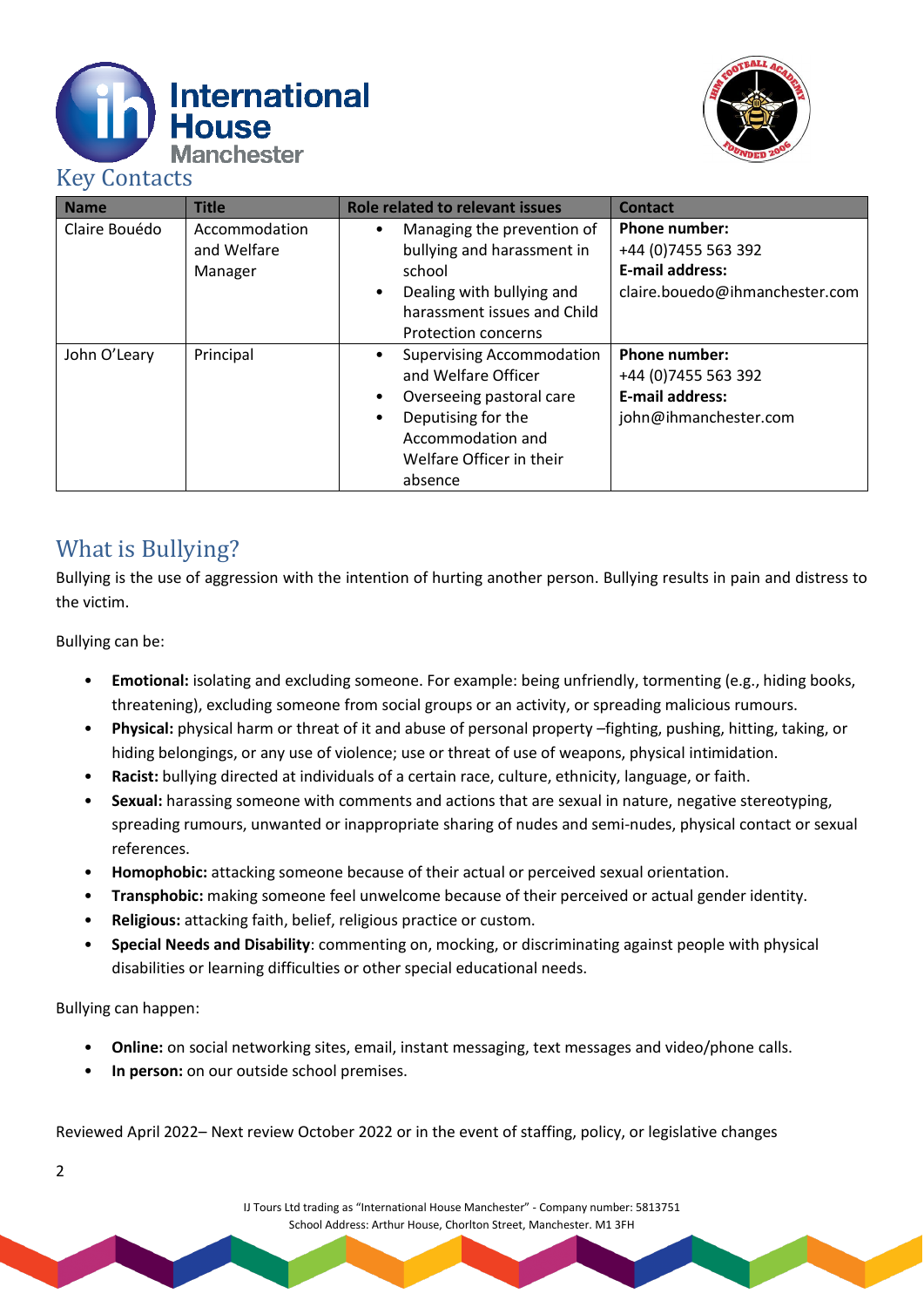## Key Contacts

| Name | Title | Role related to relevant issues | Contact |
|---|---|---|---|
| Claire Bouédo | Accommodation and Welfare Manager | • Managing the prevention of bullying and harassment in school<br>• Dealing with bullying and harassment issues and Child Protection concerns | **Phone number:**<br>+44 (0)7455 563 392<br>**E-mail address:**<br>claire.bouedo@ihmanchester.com |
| John O'Leary | Principal | • Supervising Accommodation and Welfare Officer<br>• Overseeing pastoral care<br>• Deputising for the Accommodation and Welfare Officer in their absence | **Phone number:**<br>+44 (0)7455 563 392<br>**E-mail address:**<br>john@ihmanchester.com |

## What is Bullying?

Bullying is the use of aggression with the intention of hurting another person. Bullying results in pain and distress to the victim.

Bullying can be:

- **Emotional:** isolating and excluding someone. For example: being unfriendly, tormenting (e.g., hiding books, threatening), excluding someone from social groups or an activity, or spreading malicious rumours.
- **Physical:** physical harm or threat of it and abuse of personal property –fighting, pushing, hitting, taking, or hiding belongings, or any use of violence; use or threat of use of weapons, physical intimidation.
- **Racist:** bullying directed at individuals of a certain race, culture, ethnicity, language, or faith.
- **Sexual:** harassing someone with comments and actions that are sexual in nature, negative stereotyping, spreading rumours, unwanted or inappropriate sharing of nudes and semi-nudes, physical contact or sexual references.
- **Homophobic:** attacking someone because of their actual or perceived sexual orientation.
- **Transphobic:** making someone feel unwelcome because of their perceived or actual gender identity.
- **Religious:** attacking faith, belief, religious practice or custom.
- **Special Needs and Disability**: commenting on, mocking, or discriminating against people with physical disabilities or learning difficulties or other special educational needs.

Bullying can happen:

- **Online:** on social networking sites, email, instant messaging, text messages and video/phone calls.
- **In person:** on our outside school premises.

Reviewed April 2022– Next review October 2022 or in the event of staffing, policy, or legislative changes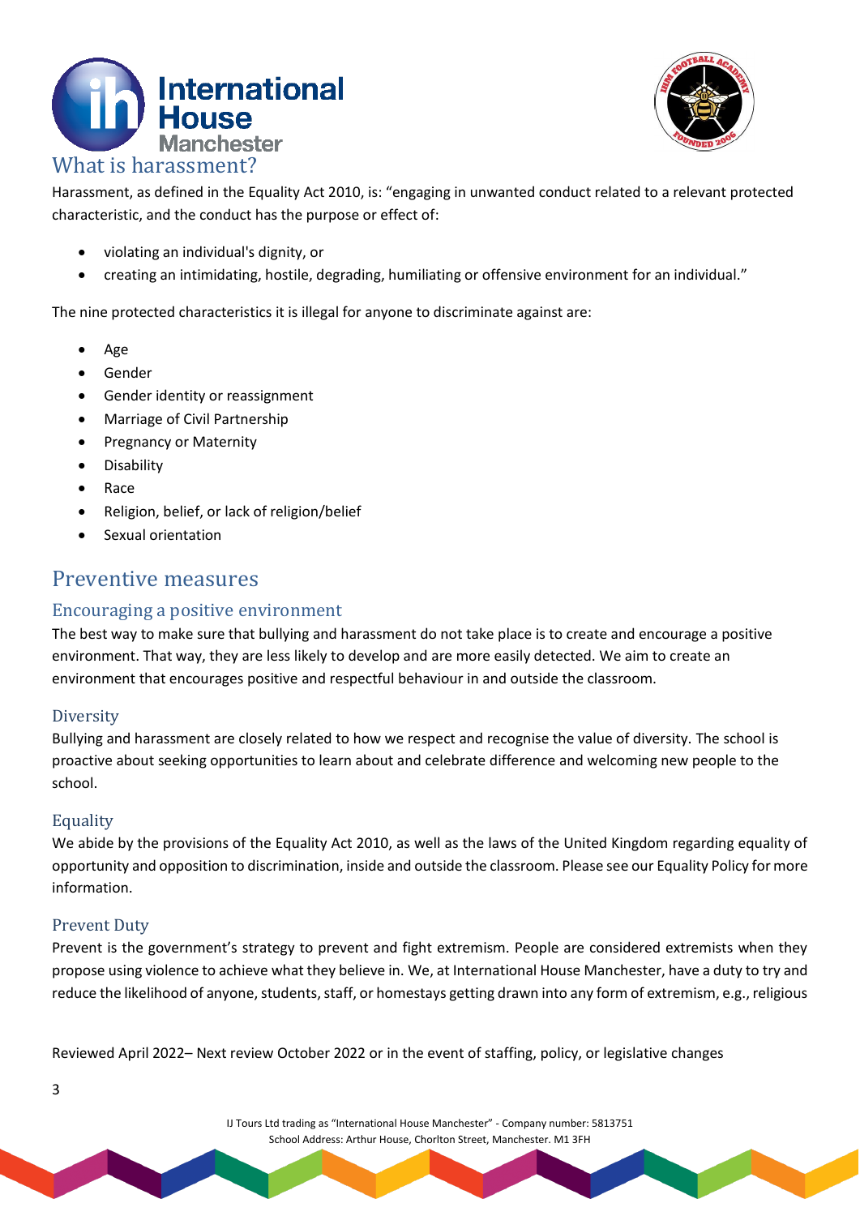## What is harassment?

Harassment, as defined in the Equality Act 2010, is: "engaging in unwanted conduct related to a relevant protected characteristic, and the conduct has the purpose or effect of:

- violating an individual's dignity, or
- creating an intimidating, hostile, degrading, humiliating or offensive environment for an individual."

The nine protected characteristics it is illegal for anyone to discriminate against are:

- Age
- Gender
- Gender identity or reassignment
- Marriage of Civil Partnership
- Pregnancy or Maternity
- Disability
- Race
- Religion, belief, or lack of religion/belief
- Sexual orientation

## Preventive measures

### Encouraging a positive environment

The best way to make sure that bullying and harassment do not take place is to create and encourage a positive environment. That way, they are less likely to develop and are more easily detected. We aim to create an environment that encourages positive and respectful behaviour in and outside the classroom.

#### Diversity

Bullying and harassment are closely related to how we respect and recognise the value of diversity. The school is proactive about seeking opportunities to learn about and celebrate difference and welcoming new people to the school.

#### Equality

We abide by the provisions of the Equality Act 2010, as well as the laws of the United Kingdom regarding equality of opportunity and opposition to discrimination, inside and outside the classroom. Please see our Equality Policy for more information.

#### Prevent Duty

Prevent is the government's strategy to prevent and fight extremism. People are considered extremists when they propose using violence to achieve what they believe in. We, at International House Manchester, have a duty to try and reduce the likelihood of anyone, students, staff, or homestays getting drawn into any form of extremism, e.g., religious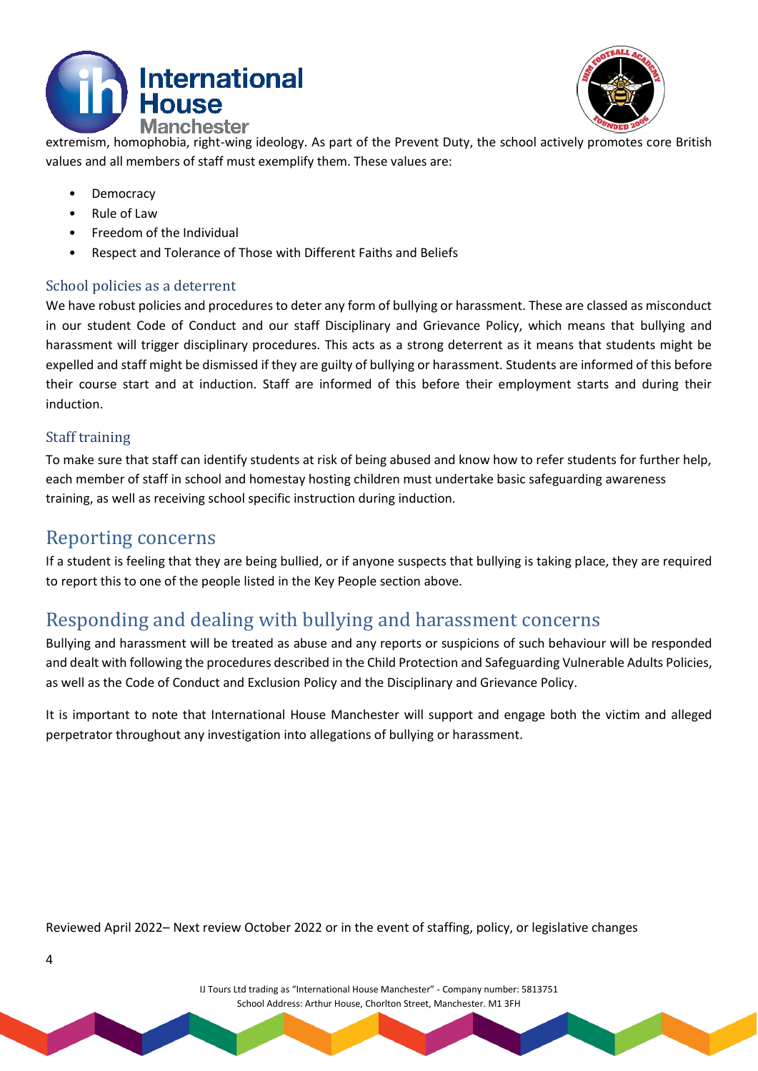extremism, homophobia, right-wing ideology. As part of the Prevent Duty, the school actively promotes core British values and all members of staff must exemplify them. These values are:

- Democracy
- Rule of Law
- Freedom of the Individual
- Respect and Tolerance of Those with Different Faiths and Beliefs

### School policies as a deterrent

We have robust policies and procedures to deter any form of bullying or harassment. These are classed as misconduct in our student Code of Conduct and our staff Disciplinary and Grievance Policy, which means that bullying and harassment will trigger disciplinary procedures. This acts as a strong deterrent as it means that students might be expelled and staff might be dismissed if they are guilty of bullying or harassment. Students are informed of this before their course start and at induction. Staff are informed of this before their employment starts and during their induction.

### Staff training

To make sure that staff can identify students at risk of being abused and know how to refer students for further help, each member of staff in school and homestay hosting children must undertake basic safeguarding awareness training, as well as receiving school specific instruction during induction.

## Reporting concerns

If a student is feeling that they are being bullied, or if anyone suspects that bullying is taking place, they are required to report this to one of the people listed in the Key People section above.

## Responding and dealing with bullying and harassment concerns

Bullying and harassment will be treated as abuse and any reports or suspicions of such behaviour will be responded and dealt with following the procedures described in the Child Protection and Safeguarding Vulnerable Adults Policies, as well as the Code of Conduct and Exclusion Policy and the Disciplinary and Grievance Policy.

It is important to note that International House Manchester will support and engage both the victim and alleged perpetrator throughout any investigation into allegations of bullying or harassment.

Reviewed April 2022– Next review October 2022 or in the event of staffing, policy, or legislative changes